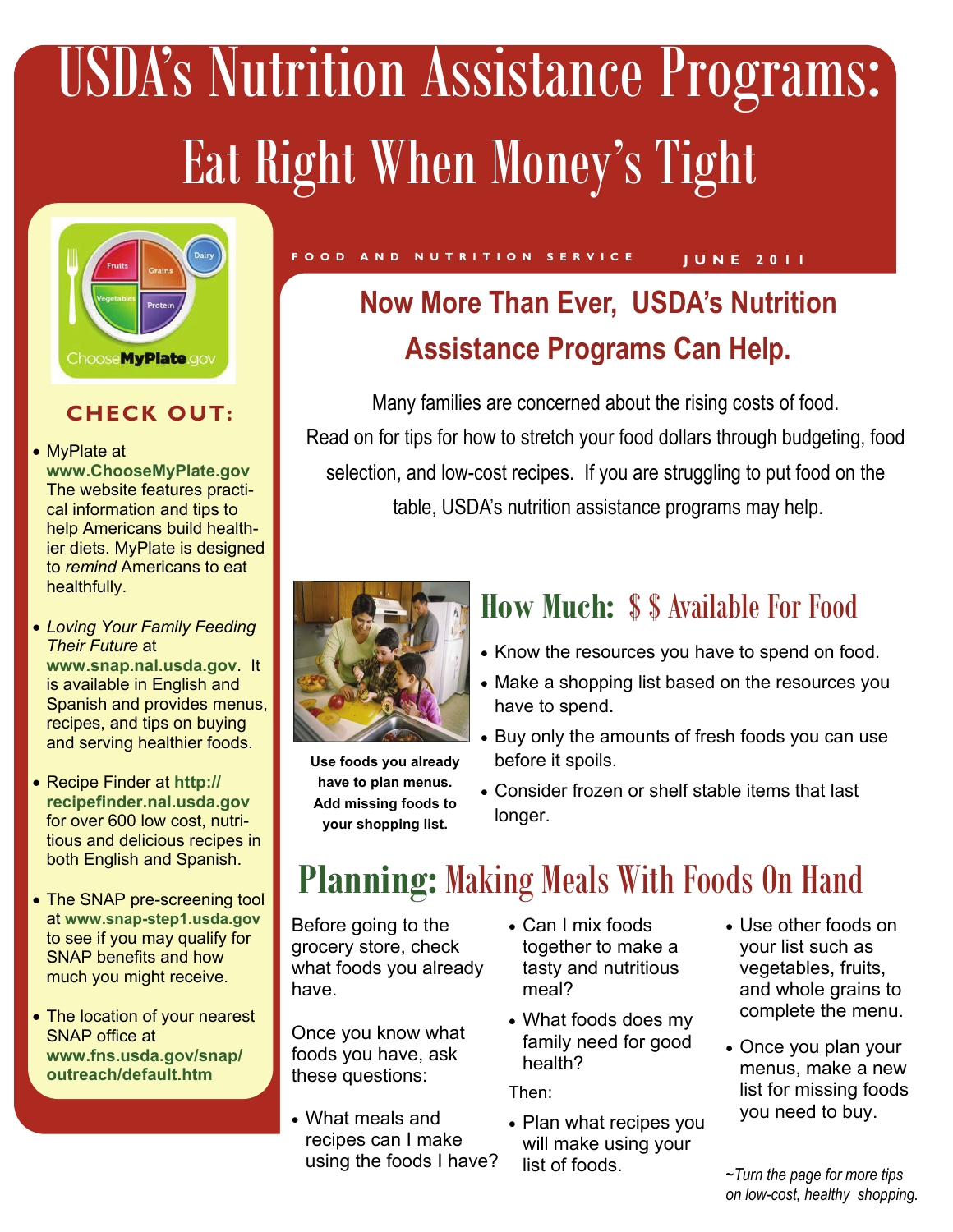# USDA's Nutrition Assistance Programs: Eat Right When Money's Tight

FOOD AND NUTRITION SERVICE — JUNE 2011

## Now More Than Ever, USDA's Nutrition Assistance Programs Can Help.

Many families are concerned about the rising costs of food. Read on for tips for how to stretch your food dollars through budgeting, food selection, and low-cost recipes. If you are struggling to put food on the table, USDA's nutrition assistance programs may help.

## How Much: $ $ Available For Food

- Know the resources you have to spend on food.
- Make a shopping list based on the resources you have to spend.
- Buy only the amounts of fresh foods you can use before it spoils.
- Consider frozen or shelf stable items that last longer.

**Use foods you already have to plan menus. Add missing foods to your shopping list.**

## Planning: Making Meals With Foods On Hand

Before going to the grocery store, check what foods you already have.

Once you know what foods you have, ask these questions:

- What meals and recipes can I make using the foods I have?
- Can I mix foods together to make a tasty and nutritious meal?
- What foods does my family need for good health?

Then:

- Plan what recipes you will make using your list of foods.
- Use other foods on your list such as vegetables, fruits, and whole grains to complete the menu.
- Once you plan your menus, make a new list for missing foods you need to buy.

*~Turn the page for more tips on low-cost, healthy shopping.*

### CHECK OUT:

- MyPlate at **www.ChooseMyPlate.gov** The website features practical information and tips to help Americans build healthier diets. MyPlate is designed to *remind* Americans to eat healthfully.
- *Loving Your Family Feeding Their Future* at **www.snap.nal.usda.gov**. It is available in English and Spanish and provides menus, recipes, and tips on buying and serving healthier foods.
- Recipe Finder at **http://recipefinder.nal.usda.gov** for over 600 low cost, nutritious and delicious recipes in both English and Spanish.
- The SNAP pre-screening tool at **www.snap-step1.usda.gov** to see if you may qualify for SNAP benefits and how much you might receive.
- The location of your nearest SNAP office at **www.fns.usda.gov/snap/outreach/default.htm**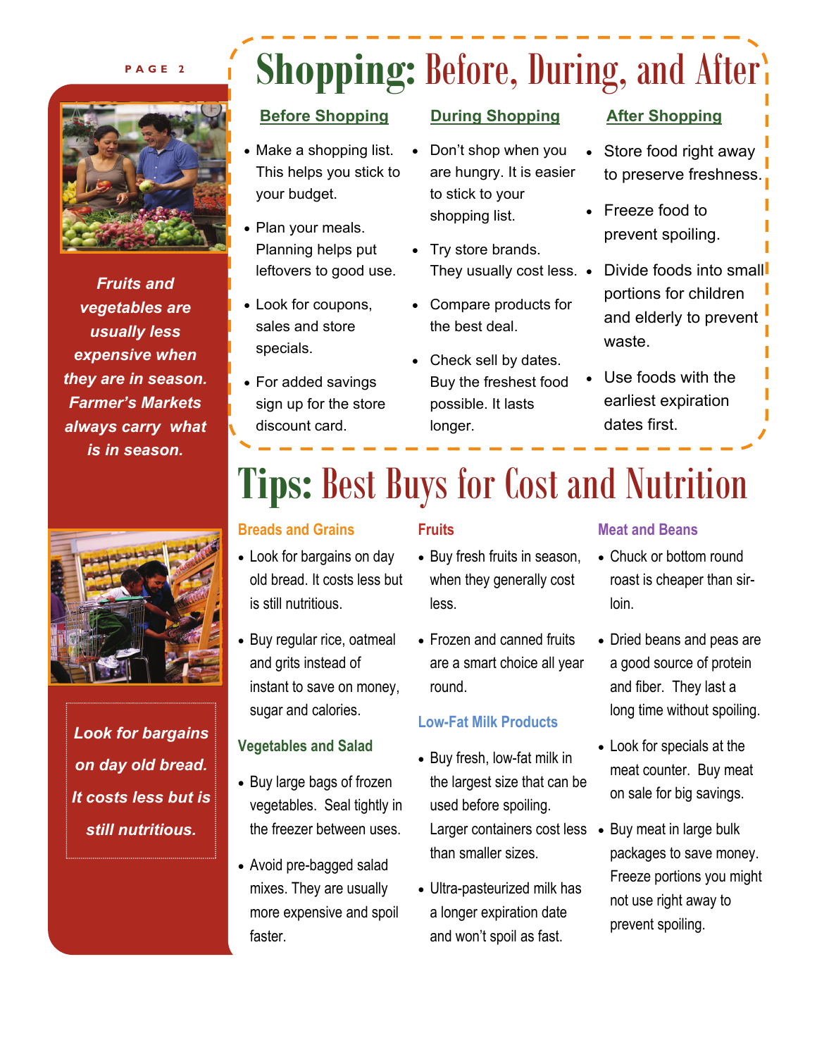# Shopping: Before, During, and After

## Before Shopping

- Make a shopping list. This helps you stick to your budget.
- Plan your meals. Planning helps put leftovers to good use.
- Look for coupons, sales and store specials.
- For added savings sign up for the store discount card.

## During Shopping

- Don't shop when you are hungry. It is easier to stick to your shopping list.
- Try store brands. They usually cost less.
- Compare products for the best deal.
- Check sell by dates. Buy the freshest food possible. It lasts longer.

## After Shopping

- Store food right away to preserve freshness.
- Freeze food to prevent spoiling.
- Divide foods into small portions for children and elderly to prevent waste.
- Use foods with the earliest expiration dates first.

***Fruits and vegetables are usually less expensive when they are in season. Farmer's Markets always carry what is in season.***

# Tips: Best Buys for Cost and Nutrition

### Breads and Grains

- Look for bargains on day old bread. It costs less but is still nutritious.
- Buy regular rice, oatmeal and grits instead of instant to save on money, sugar and calories.

### Vegetables and Salad

- Buy large bags of frozen vegetables. Seal tightly in the freezer between uses.
- Avoid pre-bagged salad mixes. They are usually more expensive and spoil faster.

### Fruits

- Buy fresh fruits in season, when they generally cost less.
- Frozen and canned fruits are a smart choice all year round.

### Low-Fat Milk Products

- Buy fresh, low-fat milk in the largest size that can be used before spoiling. Larger containers cost less than smaller sizes.
- Ultra-pasteurized milk has a longer expiration date and won't spoil as fast.

### Meat and Beans

- Chuck or bottom round roast is cheaper than sir-loin.
- Dried beans and peas are a good source of protein and fiber. They last a long time without spoiling.
- Look for specials at the meat counter. Buy meat on sale for big savings.
- Buy meat in large bulk packages to save money. Freeze portions you might not use right away to prevent spoiling.

***Look for bargains on day old bread. It costs less but is still nutritious.***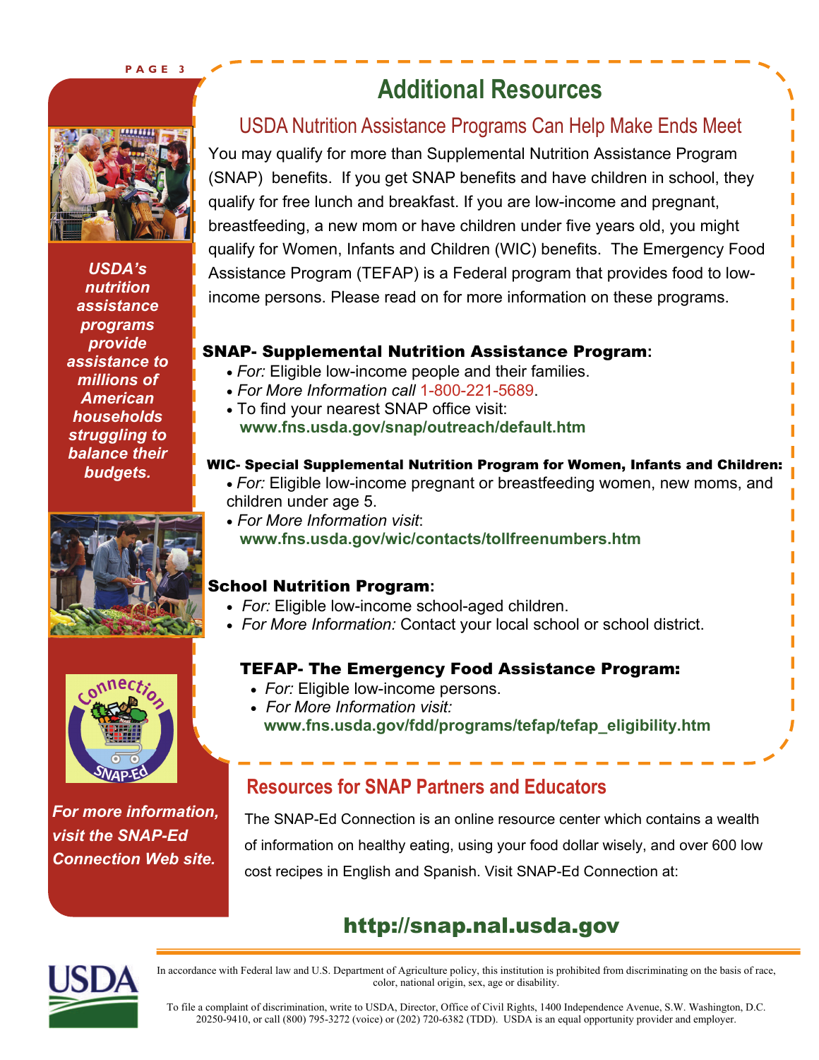## Additional Resources

### USDA Nutrition Assistance Programs Can Help Make Ends Meet

You may qualify for more than Supplemental Nutrition Assistance Program (SNAP) benefits. If you get SNAP benefits and have children in school, they qualify for free lunch and breakfast. If you are low-income and pregnant, breastfeeding, a new mom or have children under five years old, you might qualify for Women, Infants and Children (WIC) benefits. The Emergency Food Assistance Program (TEFAP) is a Federal program that provides food to low-income persons. Please read on for more information on these programs.

**SNAP- Supplemental Nutrition Assistance Program**:

- *For:* Eligible low-income people and their families.
- *For More Information call* 1-800-221-5689.
- To find your nearest SNAP office visit: **www.fns.usda.gov/snap/outreach/default.htm**

**WIC- Special Supplemental Nutrition Program for Women, Infants and Children:**

- *For:* Eligible low-income pregnant or breastfeeding women, new moms, and children under age 5.
- *For More Information visit*: **www.fns.usda.gov/wic/contacts/tollfreenumbers.htm**

**School Nutrition Program**:

- *For:* Eligible low-income school-aged children.
- *For More Information:* Contact your local school or school district.

**TEFAP- The Emergency Food Assistance Program:**

- *For:* Eligible low-income persons.
- *For More Information visit:* **www.fns.usda.gov/fdd/programs/tefap/tefap_eligibility.htm**

***USDA's nutrition assistance programs provide assistance to millions of American households struggling to balance their budgets.***

### Resources for SNAP Partners and Educators

The SNAP-Ed Connection is an online resource center which contains a wealth of information on healthy eating, using your food dollar wisely, and over 600 low cost recipes in English and Spanish. Visit SNAP-Ed Connection at:

**http://snap.nal.usda.gov**

***For more information, visit the SNAP-Ed Connection Web site.***

In accordance with Federal law and U.S. Department of Agriculture policy, this institution is prohibited from discriminating on the basis of race, color, national origin, sex, age or disability.

To file a complaint of discrimination, write to USDA, Director, Office of Civil Rights, 1400 Independence Avenue, S.W. Washington, D.C. 20250-9410, or call (800) 795-3272 (voice) or (202) 720-6382 (TDD). USDA is an equal opportunity provider and employer.